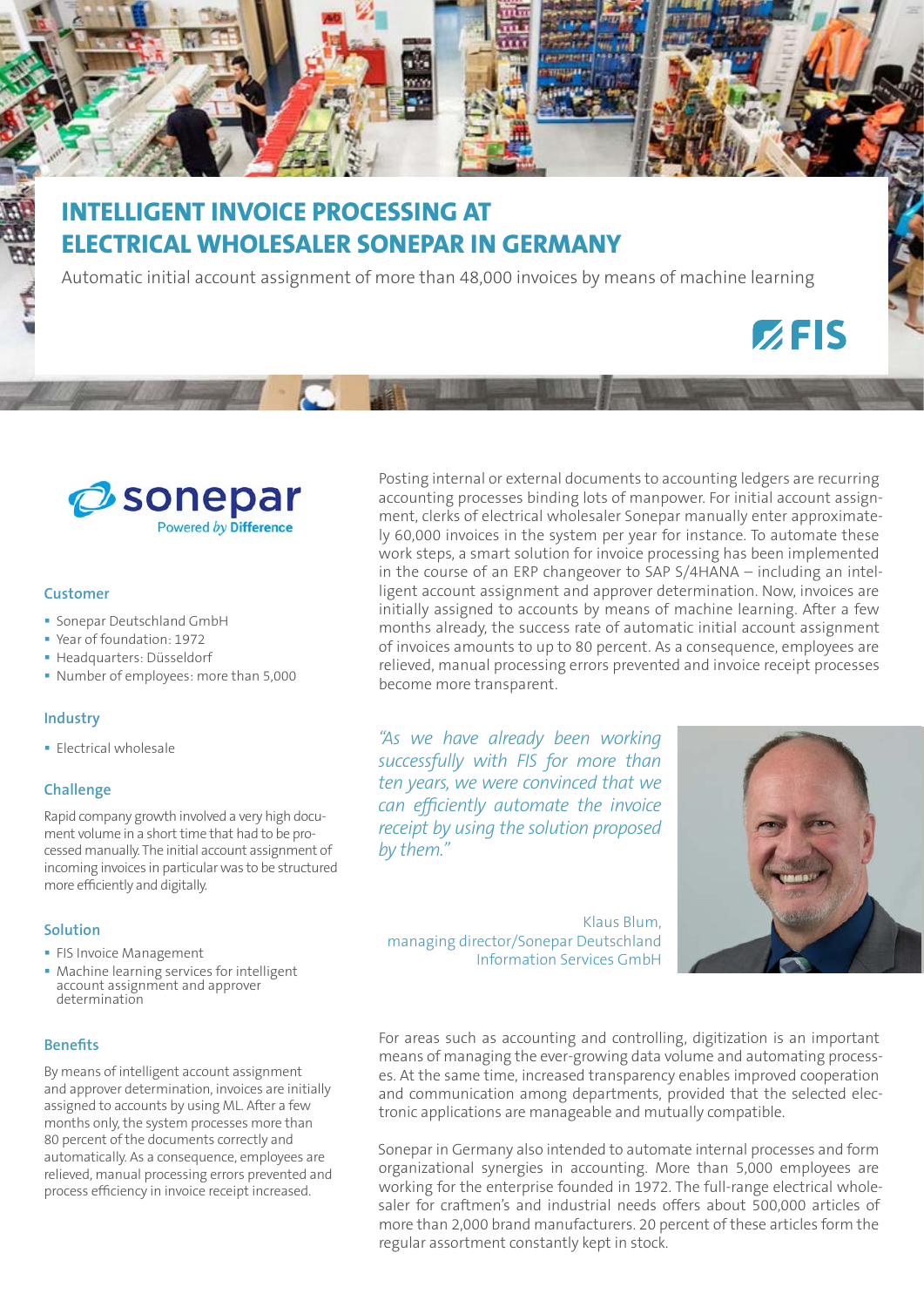# INTELLIGENT INVOICE PROCESSING AT ELECTRICAL WHOLESALER SONEPAR IN GERMANY

Automatic initial account assignment of more than 48,000 invoices by means of machine learning

FIS

sonepar
Powered *by* Difference

### Customer

- Sonepar Deutschland GmbH
- Year of foundation: 1972
- Headquarters: Düsseldorf
- Number of employees: more than 5,000

### Industry

- Electrical wholesale

### Challenge

Rapid company growth involved a very high document volume in a short time that had to be processed manually. The initial account assignment of incoming invoices in particular was to be structured more efficiently and digitally.

### Solution

- FIS Invoice Management
- Machine learning services for intelligent account assignment and approver determination

### Benefits

By means of intelligent account assignment and approver determination, invoices are initially assigned to accounts by using ML. After a few months only, the system processes more than 80 percent of the documents correctly and automatically. As a consequence, employees are relieved, manual processing errors prevented and process efficiency in invoice receipt increased.

Posting internal or external documents to accounting ledgers are recurring accounting processes binding lots of manpower. For initial account assignment, clerks of electrical wholesaler Sonepar manually enter approximately 60,000 invoices in the system per year for instance. To automate these work steps, a smart solution for invoice processing has been implemented in the course of an ERP changeover to SAP S/4HANA – including an intelligent account assignment and approver determination. Now, invoices are initially assigned to accounts by means of machine learning. After a few months already, the success rate of automatic initial account assignment of invoices amounts to up to 80 percent. As a consequence, employees are relieved, manual processing errors prevented and invoice receipt processes become more transparent.

*"As we have already been working successfully with FIS for more than ten years, we were convinced that we can efficiently automate the invoice receipt by using the solution proposed by them."*

Klaus Blum,
managing director/Sonepar Deutschland Information Services GmbH

For areas such as accounting and controlling, digitization is an important means of managing the ever-growing data volume and automating processes. At the same time, increased transparency enables improved cooperation and communication among departments, provided that the selected electronic applications are manageable and mutually compatible.

Sonepar in Germany also intended to automate internal processes and form organizational synergies in accounting. More than 5,000 employees are working for the enterprise founded in 1972. The full-range electrical wholesaler for craftmen's and industrial needs offers about 500,000 articles of more than 2,000 brand manufacturers. 20 percent of these articles form the regular assortment constantly kept in stock.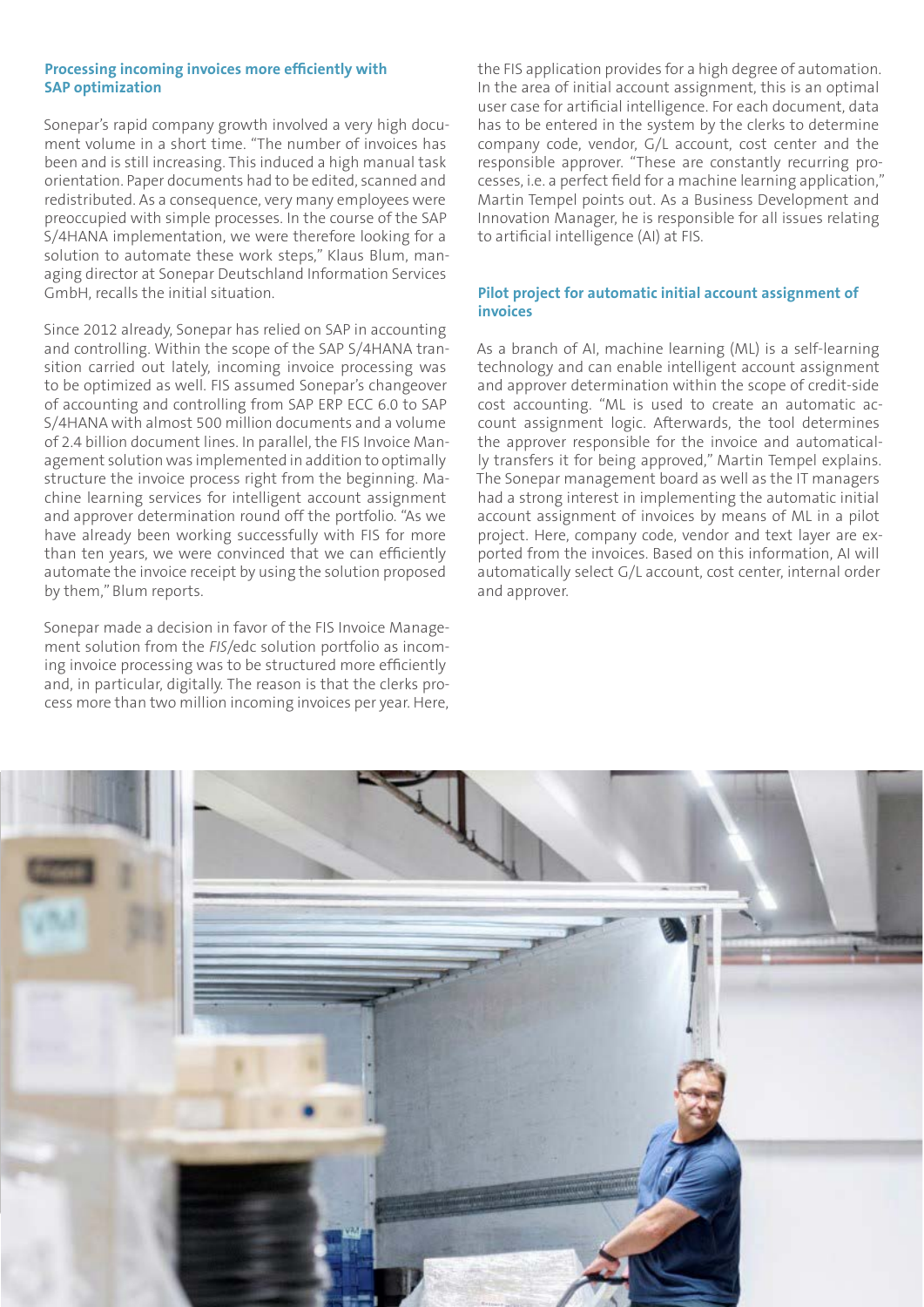## Processing incoming invoices more efficiently with SAP optimization

Sonepar's rapid company growth involved a very high document volume in a short time. "The number of invoices has been and is still increasing. This induced a high manual task orientation. Paper documents had to be edited, scanned and redistributed. As a consequence, very many employees were preoccupied with simple processes. In the course of the SAP S/4HANA implementation, we were therefore looking for a solution to automate these work steps," Klaus Blum, managing director at Sonepar Deutschland Information Services GmbH, recalls the initial situation.

Since 2012 already, Sonepar has relied on SAP in accounting and controlling. Within the scope of the SAP S/4HANA transition carried out lately, incoming invoice processing was to be optimized as well. FIS assumed Sonepar's changeover of accounting and controlling from SAP ERP ECC 6.0 to SAP S/4HANA with almost 500 million documents and a volume of 2.4 billion document lines. In parallel, the FIS Invoice Management solution was implemented in addition to optimally structure the invoice process right from the beginning. Machine learning services for intelligent account assignment and approver determination round off the portfolio. "As we have already been working successfully with FIS for more than ten years, we were convinced that we can efficiently automate the invoice receipt by using the solution proposed by them," Blum reports.

Sonepar made a decision in favor of the FIS Invoice Management solution from the *FIS*/edc solution portfolio as incoming invoice processing was to be structured more efficiently and, in particular, digitally. The reason is that the clerks process more than two million incoming invoices per year. Here, the FIS application provides for a high degree of automation. In the area of initial account assignment, this is an optimal user case for artificial intelligence. For each document, data has to be entered in the system by the clerks to determine company code, vendor, G/L account, cost center and the responsible approver. "These are constantly recurring processes, i.e. a perfect field for a machine learning application," Martin Tempel points out. As a Business Development and Innovation Manager, he is responsible for all issues relating to artificial intelligence (AI) at FIS.

## Pilot project for automatic initial account assignment of invoices

As a branch of AI, machine learning (ML) is a self-learning technology and can enable intelligent account assignment and approver determination within the scope of credit-side cost accounting. "ML is used to create an automatic account assignment logic. Afterwards, the tool determines the approver responsible for the invoice and automatically transfers it for being approved," Martin Tempel explains. The Sonepar management board as well as the IT managers had a strong interest in implementing the automatic initial account assignment of invoices by means of ML in a pilot project. Here, company code, vendor and text layer are exported from the invoices. Based on this information, AI will automatically select G/L account, cost center, internal order and approver.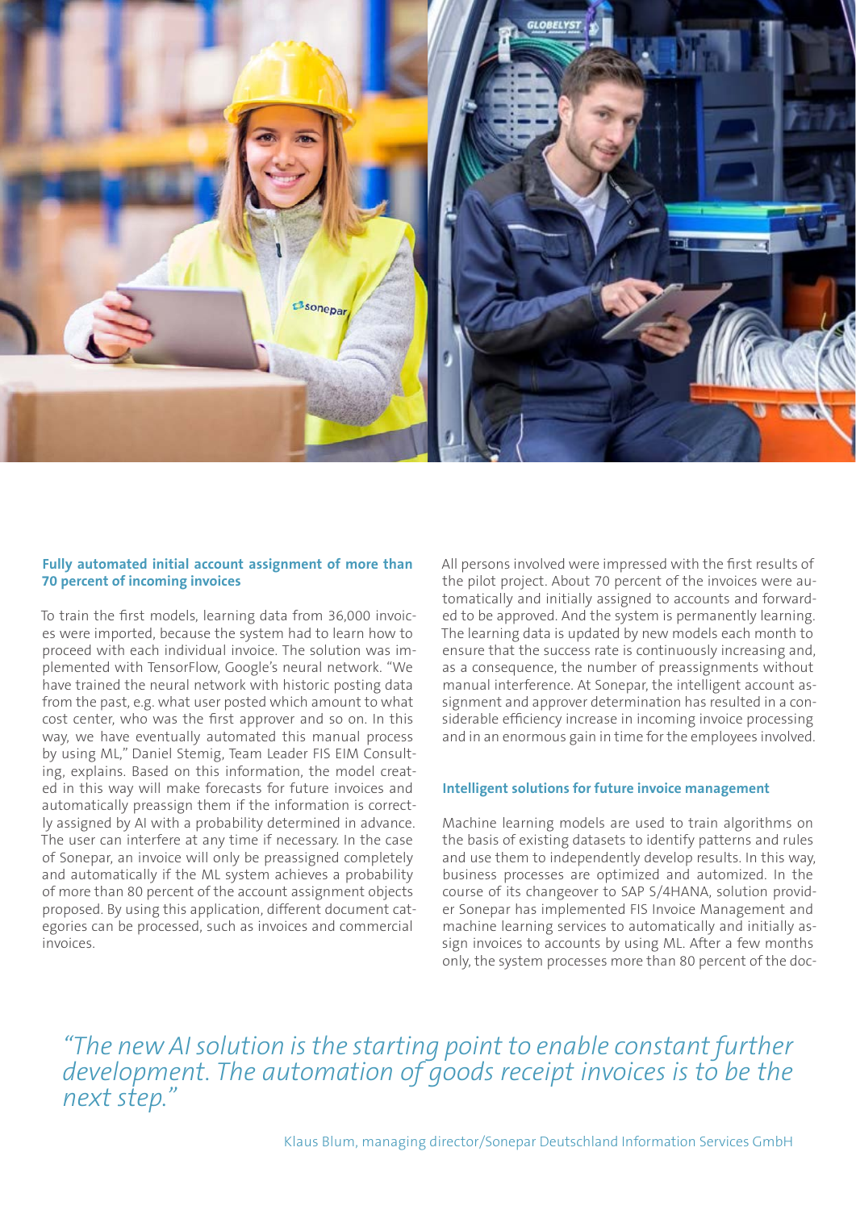### Fully automated initial account assignment of more than 70 percent of incoming invoices

To train the first models, learning data from 36,000 invoices were imported, because the system had to learn how to proceed with each individual invoice. The solution was implemented with TensorFlow, Google's neural network. "We have trained the neural network with historic posting data from the past, e.g. what user posted which amount to what cost center, who was the first approver and so on. In this way, we have eventually automated this manual process by using ML," Daniel Stemig, Team Leader FIS EIM Consulting, explains. Based on this information, the model created in this way will make forecasts for future invoices and automatically preassign them if the information is correctly assigned by AI with a probability determined in advance. The user can interfere at any time if necessary. In the case of Sonepar, an invoice will only be preassigned completely and automatically if the ML system achieves a probability of more than 80 percent of the account assignment objects proposed. By using this application, different document categories can be processed, such as invoices and commercial invoices.

All persons involved were impressed with the first results of the pilot project. About 70 percent of the invoices were automatically and initially assigned to accounts and forwarded to be approved. And the system is permanently learning. The learning data is updated by new models each month to ensure that the success rate is continuously increasing and, as a consequence, the number of preassignments without manual interference. At Sonepar, the intelligent account assignment and approver determination has resulted in a considerable efficiency increase in incoming invoice processing and in an enormous gain in time for the employees involved.

### Intelligent solutions for future invoice management

Machine learning models are used to train algorithms on the basis of existing datasets to identify patterns and rules and use them to independently develop results. In this way, business processes are optimized and automized. In the course of its changeover to SAP S/4HANA, solution provider Sonepar has implemented FIS Invoice Management and machine learning services to automatically and initially assign invoices to accounts by using ML. After a few months only, the system processes more than 80 percent of the doc-

*"The new AI solution is the starting point to enable constant further development. The automation of goods receipt invoices is to be the next step."*

Klaus Blum, managing director/Sonepar Deutschland Information Services GmbH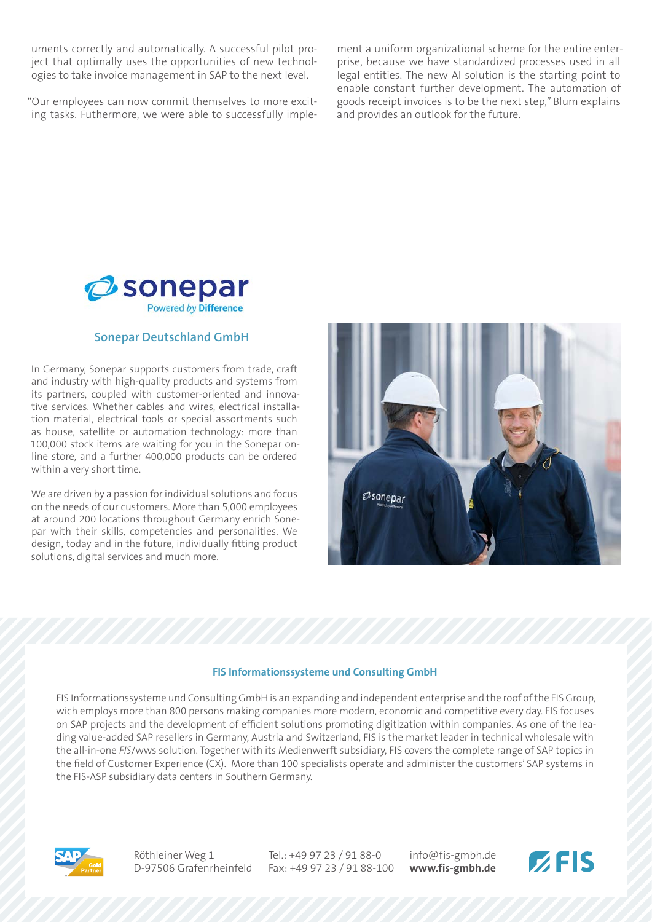uments correctly and automatically. A successful pilot project that optimally uses the opportunities of new technologies to take invoice management in SAP to the next level.

"Our employees can now commit themselves to more exciting tasks. Futhermore, we were able to successfully implement a uniform organizational scheme for the entire enterprise, because we have standardized processes used in all legal entities. The new AI solution is the starting point to enable constant further development. The automation of goods receipt invoices is to be the next step," Blum explains and provides an outlook for the future.

## Sonepar Deutschland GmbH

In Germany, Sonepar supports customers from trade, craft and industry with high-quality products and systems from its partners, coupled with customer-oriented and innovative services. Whether cables and wires, electrical installation material, electrical tools or special assortments such as house, satellite or automation technology: more than 100,000 stock items are waiting for you in the Sonepar online store, and a further 400,000 products can be ordered within a very short time.

We are driven by a passion for individual solutions and focus on the needs of our customers. More than 5,000 employees at around 200 locations throughout Germany enrich Sonepar with their skills, competencies and personalities. We design, today and in the future, individually fitting product solutions, digital services and much more.

### FIS Informationssysteme und Consulting GmbH

FIS Informationssysteme und Consulting GmbH is an expanding and independent enterprise and the roof of the FIS Group, wich employs more than 800 persons making companies more modern, economic and competitive every day. FIS focuses on SAP projects and the development of efficient solutions promoting digitization within companies. As one of the leading value-added SAP resellers in Germany, Austria and Switzerland, FIS is the market leader in technical wholesale with the all-in-one *FIS*/wws solution. Together with its Medienwerft subsidiary, FIS covers the complete range of SAP topics in the field of Customer Experience (CX). More than 100 specialists operate and administer the customers' SAP systems in the FIS-ASP subsidiary data centers in Southern Germany.

Röthleiner Weg 1
D-97506 Grafenrheinfeld

Tel.: +49 97 23 / 91 88-0
Fax: +49 97 23 / 91 88-100

info@fis-gmbh.de
**www.fis-gmbh.de**